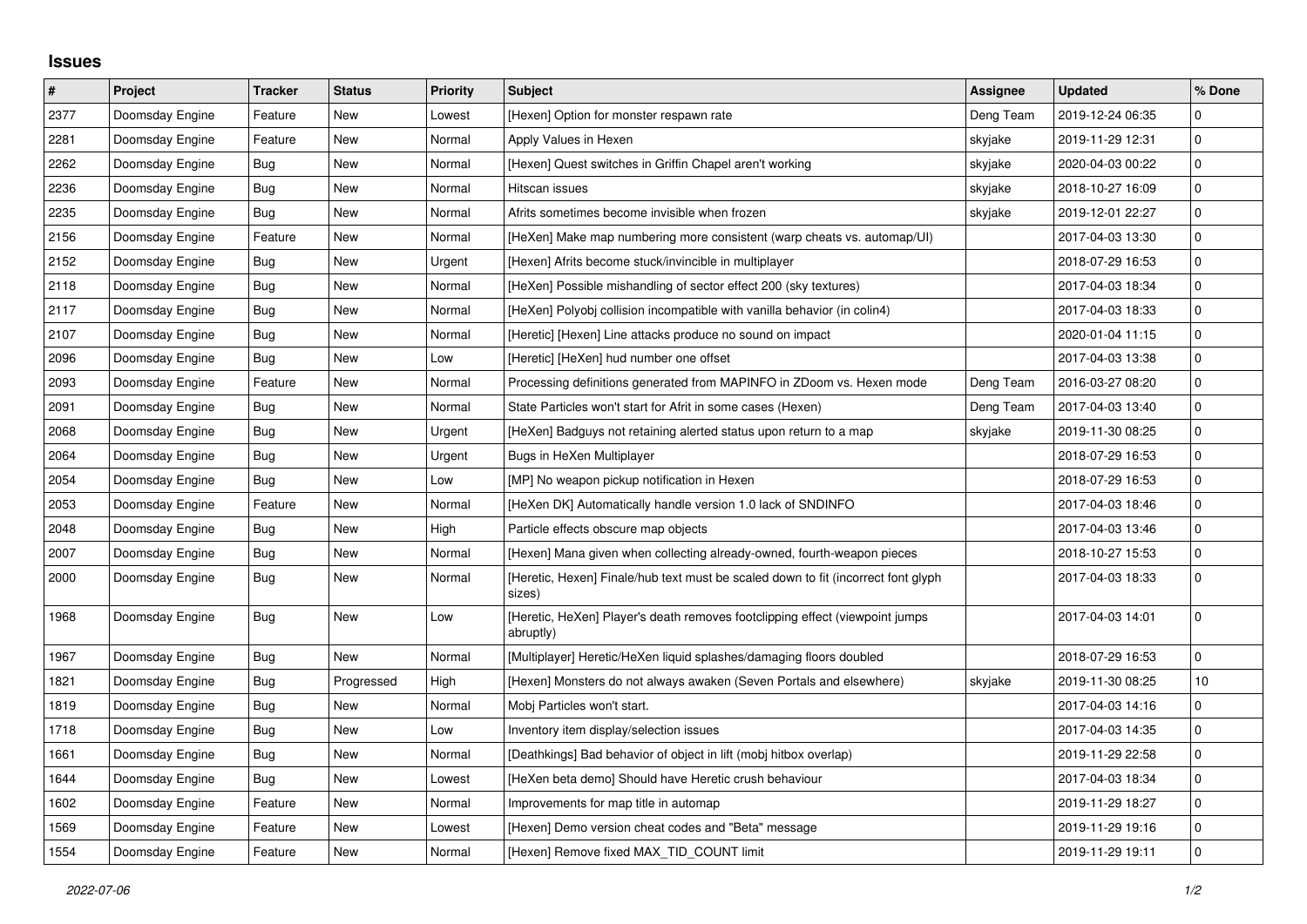# Issues

| # | Project | Tracker | Status | Priority | Subject | Assignee | Updated | % Done |
|---|---|---|---|---|---|---|---|---|
| 2377 | Doomsday Engine | Feature | New | Lowest | [Hexen] Option for monster respawn rate | Deng Team | 2019-12-24 06:35 | 0 |
| 2281 | Doomsday Engine | Feature | New | Normal | Apply Values in Hexen | skyjake | 2019-11-29 12:31 | 0 |
| 2262 | Doomsday Engine | Bug | New | Normal | [Hexen] Quest switches in Griffin Chapel aren't working | skyjake | 2020-04-03 00:22 | 0 |
| 2236 | Doomsday Engine | Bug | New | Normal | Hitscan issues | skyjake | 2018-10-27 16:09 | 0 |
| 2235 | Doomsday Engine | Bug | New | Normal | Afrits sometimes become invisible when frozen | skyjake | 2019-12-01 22:27 | 0 |
| 2156 | Doomsday Engine | Feature | New | Normal | [HeXen] Make map numbering more consistent (warp cheats vs. automap/UI) | | 2017-04-03 13:30 | 0 |
| 2152 | Doomsday Engine | Bug | New | Urgent | [Hexen] Afrits become stuck/invincible in multiplayer | | 2018-07-29 16:53 | 0 |
| 2118 | Doomsday Engine | Bug | New | Normal | [HeXen] Possible mishandling of sector effect 200 (sky textures) | | 2017-04-03 18:34 | 0 |
| 2117 | Doomsday Engine | Bug | New | Normal | [HeXen] Polyobj collision incompatible with vanilla behavior (in colin4) | | 2017-04-03 18:33 | 0 |
| 2107 | Doomsday Engine | Bug | New | Normal | [Heretic] [Hexen] Line attacks produce no sound on impact | | 2020-01-04 11:15 | 0 |
| 2096 | Doomsday Engine | Bug | New | Low | [Heretic] [HeXen] hud number one offset | | 2017-04-03 13:38 | 0 |
| 2093 | Doomsday Engine | Feature | New | Normal | Processing definitions generated from MAPINFO in ZDoom vs. Hexen mode | Deng Team | 2016-03-27 08:20 | 0 |
| 2091 | Doomsday Engine | Bug | New | Normal | State Particles won't start for Afrit in some cases (Hexen) | Deng Team | 2017-04-03 13:40 | 0 |
| 2068 | Doomsday Engine | Bug | New | Urgent | [HeXen] Badguys not retaining alerted status upon return to a map | skyjake | 2019-11-30 08:25 | 0 |
| 2064 | Doomsday Engine | Bug | New | Urgent | Bugs in HeXen Multiplayer | | 2018-07-29 16:53 | 0 |
| 2054 | Doomsday Engine | Bug | New | Low | [MP] No weapon pickup notification in Hexen | | 2018-07-29 16:53 | 0 |
| 2053 | Doomsday Engine | Feature | New | Normal | [HeXen DK] Automatically handle version 1.0 lack of SNDINFO | | 2017-04-03 18:46 | 0 |
| 2048 | Doomsday Engine | Bug | New | High | Particle effects obscure map objects | | 2017-04-03 13:46 | 0 |
| 2007 | Doomsday Engine | Bug | New | Normal | [Hexen] Mana given when collecting already-owned, fourth-weapon pieces | | 2018-10-27 15:53 | 0 |
| 2000 | Doomsday Engine | Bug | New | Normal | [Heretic, Hexen] Finale/hub text must be scaled down to fit (incorrect font glyph sizes) | | 2017-04-03 18:33 | 0 |
| 1968 | Doomsday Engine | Bug | New | Low | [Heretic, HeXen] Player's death removes footclipping effect (viewpoint jumps abruptly) | | 2017-04-03 14:01 | 0 |
| 1967 | Doomsday Engine | Bug | New | Normal | [Multiplayer] Heretic/HeXen liquid splashes/damaging floors doubled | | 2018-07-29 16:53 | 0 |
| 1821 | Doomsday Engine | Bug | Progressed | High | [Hexen] Monsters do not always awaken (Seven Portals and elsewhere) | skyjake | 2019-11-30 08:25 | 10 |
| 1819 | Doomsday Engine | Bug | New | Normal | Mobj Particles won't start. | | 2017-04-03 14:16 | 0 |
| 1718 | Doomsday Engine | Bug | New | Low | Inventory item display/selection issues | | 2017-04-03 14:35 | 0 |
| 1661 | Doomsday Engine | Bug | New | Normal | [Deathkings] Bad behavior of object in lift (mobj hitbox overlap) | | 2019-11-29 22:58 | 0 |
| 1644 | Doomsday Engine | Bug | New | Lowest | [HeXen beta demo] Should have Heretic crush behaviour | | 2017-04-03 18:34 | 0 |
| 1602 | Doomsday Engine | Feature | New | Normal | Improvements for map title in automap | | 2019-11-29 18:27 | 0 |
| 1569 | Doomsday Engine | Feature | New | Lowest | [Hexen] Demo version cheat codes and "Beta" message | | 2019-11-29 19:16 | 0 |
| 1554 | Doomsday Engine | Feature | New | Normal | [Hexen] Remove fixed MAX_TID_COUNT limit | | 2019-11-29 19:11 | 0 |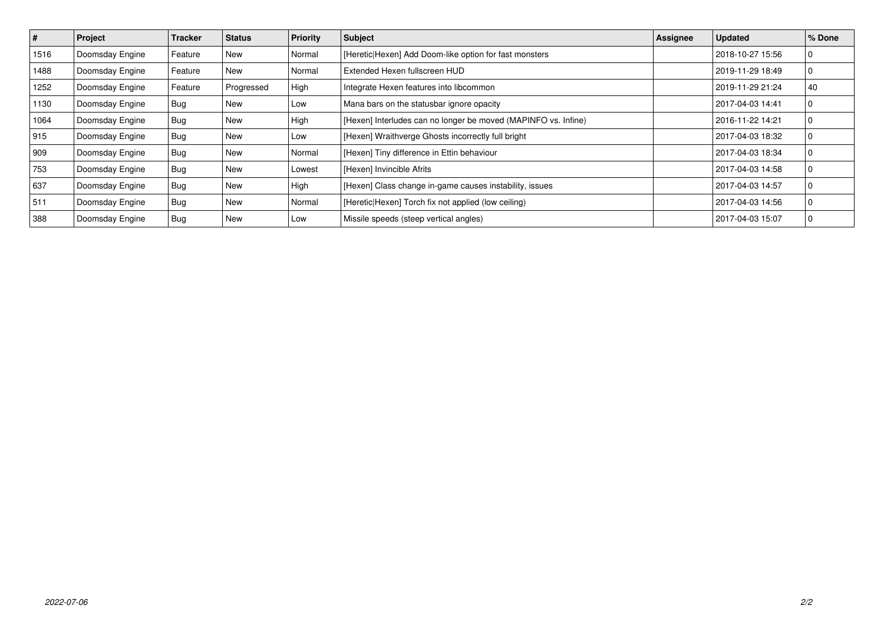| # | Project | Tracker | Status | Priority | Subject | Assignee | Updated | % Done |
|---|---|---|---|---|---|---|---|---|
| 1516 | Doomsday Engine | Feature | New | Normal | [Heretic|Hexen] Add Doom-like option for fast monsters | | 2018-10-27 15:56 | 0 |
| 1488 | Doomsday Engine | Feature | New | Normal | Extended Hexen fullscreen HUD | | 2019-11-29 18:49 | 0 |
| 1252 | Doomsday Engine | Feature | Progressed | High | Integrate Hexen features into libcommon | | 2019-11-29 21:24 | 40 |
| 1130 | Doomsday Engine | Bug | New | Low | Mana bars on the statusbar ignore opacity | | 2017-04-03 14:41 | 0 |
| 1064 | Doomsday Engine | Bug | New | High | [Hexen] Interludes can no longer be moved (MAPINFO vs. Infine) | | 2016-11-22 14:21 | 0 |
| 915 | Doomsday Engine | Bug | New | Low | [Hexen] Wraithverge Ghosts incorrectly full bright | | 2017-04-03 18:32 | 0 |
| 909 | Doomsday Engine | Bug | New | Normal | [Hexen] Tiny difference in Ettin behaviour | | 2017-04-03 18:34 | 0 |
| 753 | Doomsday Engine | Bug | New | Lowest | [Hexen] Invincible Afrits | | 2017-04-03 14:58 | 0 |
| 637 | Doomsday Engine | Bug | New | High | [Hexen] Class change in-game causes instability, issues | | 2017-04-03 14:57 | 0 |
| 511 | Doomsday Engine | Bug | New | Normal | [Heretic|Hexen] Torch fix not applied (low ceiling) | | 2017-04-03 14:56 | 0 |
| 388 | Doomsday Engine | Bug | New | Low | Missile speeds (steep vertical angles) | | 2017-04-03 15:07 | 0 |